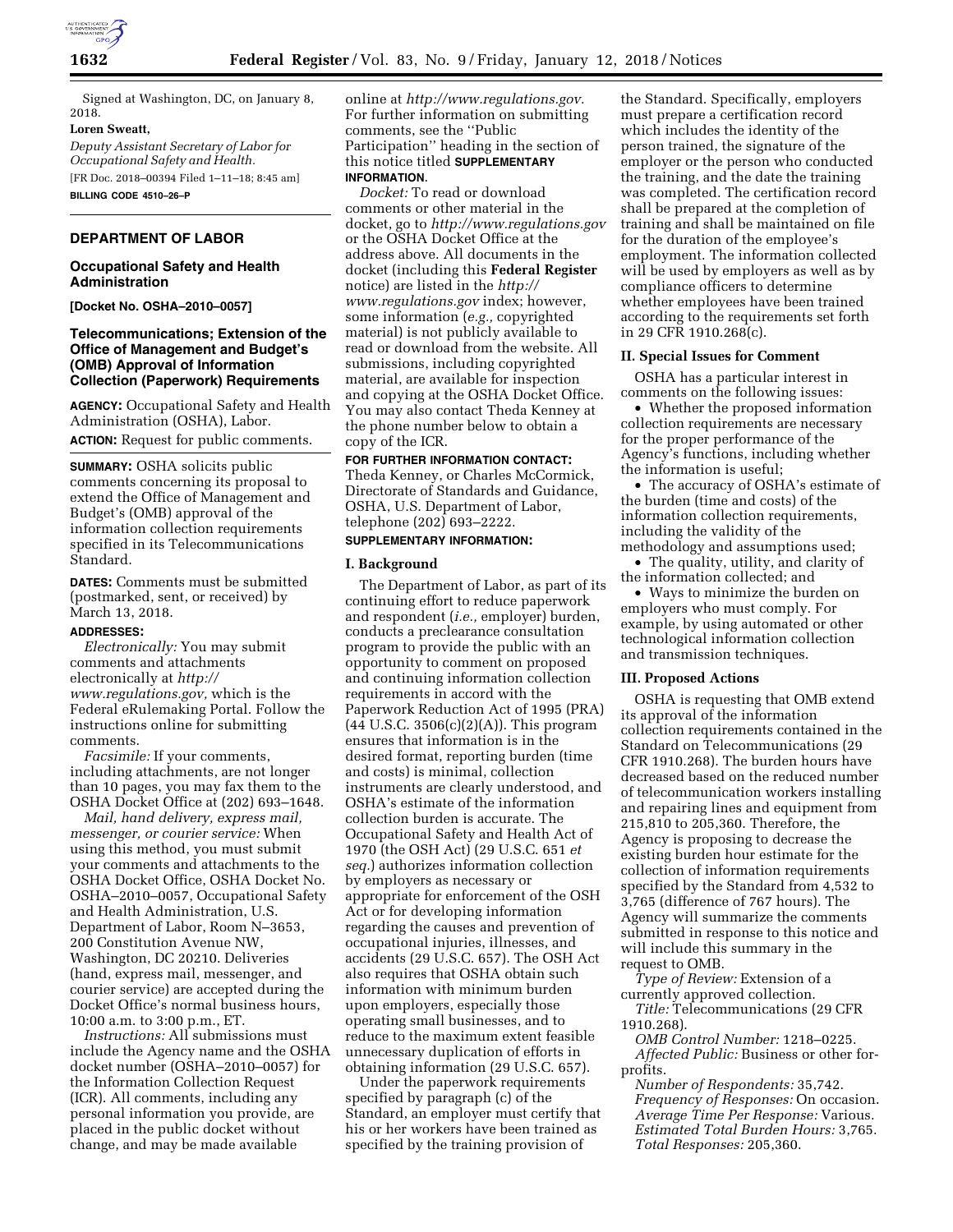Signed at Washington, DC, on January 8, 2018.

**Loren Sweatt,**

*Deputy Assistant Secretary of Labor for Occupational Safety and Health.*

[FR Doc. 2018–00394 Filed 1–11–18; 8:45 am]

**BILLING CODE 4510–26–P**

---

## DEPARTMENT OF LABOR

### Occupational Safety and Health Administration

**[Docket No. OSHA–2010–0057]**

### Telecommunications; Extension of the Office of Management and Budget's (OMB) Approval of Information Collection (Paperwork) Requirements

**AGENCY:** Occupational Safety and Health Administration (OSHA), Labor.

**ACTION:** Request for public comments.

**SUMMARY:** OSHA solicits public comments concerning its proposal to extend the Office of Management and Budget's (OMB) approval of the information collection requirements specified in its Telecommunications Standard.

**DATES:** Comments must be submitted (postmarked, sent, or received) by March 13, 2018.

**ADDRESSES:**

*Electronically:* You may submit comments and attachments electronically at *http://www.regulations.gov,* which is the Federal eRulemaking Portal. Follow the instructions online for submitting comments.

*Facsimile:* If your comments, including attachments, are not longer than 10 pages, you may fax them to the OSHA Docket Office at (202) 693–1648.

*Mail, hand delivery, express mail, messenger, or courier service:* When using this method, you must submit your comments and attachments to the OSHA Docket Office, OSHA Docket No. OSHA–2010–0057, Occupational Safety and Health Administration, U.S. Department of Labor, Room N–3653, 200 Constitution Avenue NW, Washington, DC 20210. Deliveries (hand, express mail, messenger, and courier service) are accepted during the Docket Office's normal business hours, 10:00 a.m. to 3:00 p.m., ET.

*Instructions:* All submissions must include the Agency name and the OSHA docket number (OSHA–2010–0057) for the Information Collection Request (ICR). All comments, including any personal information you provide, are placed in the public docket without change, and may be made available online at *http://www.regulations.gov.* For further information on submitting comments, see the ''Public Participation'' heading in the section of this notice titled **SUPPLEMENTARY INFORMATION**.

*Docket:* To read or download comments or other material in the docket, go to *http://www.regulations.gov* or the OSHA Docket Office at the address above. All documents in the docket (including this **Federal Register** notice) are listed in the *http://www.regulations.gov* index; however, some information (*e.g.,* copyrighted material) is not publicly available to read or download from the website. All submissions, including copyrighted material, are available for inspection and copying at the OSHA Docket Office. You may also contact Theda Kenney at the phone number below to obtain a copy of the ICR.

**FOR FURTHER INFORMATION CONTACT:** Theda Kenney, or Charles McCormick, Directorate of Standards and Guidance, OSHA, U.S. Department of Labor, telephone (202) 693–2222.

**SUPPLEMENTARY INFORMATION:**

#### I. Background

The Department of Labor, as part of its continuing effort to reduce paperwork and respondent (*i.e.,* employer) burden, conducts a preclearance consultation program to provide the public with an opportunity to comment on proposed and continuing information collection requirements in accord with the Paperwork Reduction Act of 1995 (PRA) (44 U.S.C. 3506(c)(2)(A)). This program ensures that information is in the desired format, reporting burden (time and costs) is minimal, collection instruments are clearly understood, and OSHA's estimate of the information collection burden is accurate. The Occupational Safety and Health Act of 1970 (the OSH Act) (29 U.S.C. 651 *et seq.*) authorizes information collection by employers as necessary or appropriate for enforcement of the OSH Act or for developing information regarding the causes and prevention of occupational injuries, illnesses, and accidents (29 U.S.C. 657). The OSH Act also requires that OSHA obtain such information with minimum burden upon employers, especially those operating small businesses, and to reduce to the maximum extent feasible unnecessary duplication of efforts in obtaining information (29 U.S.C. 657).

Under the paperwork requirements specified by paragraph (c) of the Standard, an employer must certify that his or her workers have been trained as specified by the training provision of the Standard. Specifically, employers must prepare a certification record which includes the identity of the person trained, the signature of the employer or the person who conducted the training, and the date the training was completed. The certification record shall be prepared at the completion of training and shall be maintained on file for the duration of the employee's employment. The information collected will be used by employers as well as by compliance officers to determine whether employees have been trained according to the requirements set forth in 29 CFR 1910.268(c).

#### II. Special Issues for Comment

OSHA has a particular interest in comments on the following issues:

- Whether the proposed information collection requirements are necessary for the proper performance of the Agency's functions, including whether the information is useful;
- The accuracy of OSHA's estimate of the burden (time and costs) of the information collection requirements, including the validity of the methodology and assumptions used;
- The quality, utility, and clarity of the information collected; and
- Ways to minimize the burden on employers who must comply. For example, by using automated or other technological information collection and transmission techniques.

#### III. Proposed Actions

OSHA is requesting that OMB extend its approval of the information collection requirements contained in the Standard on Telecommunications (29 CFR 1910.268). The burden hours have decreased based on the reduced number of telecommunication workers installing and repairing lines and equipment from 215,810 to 205,360. Therefore, the Agency is proposing to decrease the existing burden hour estimate for the collection of information requirements specified by the Standard from 4,532 to 3,765 (difference of 767 hours). The Agency will summarize the comments submitted in response to this notice and will include this summary in the request to OMB.

*Type of Review:* Extension of a currently approved collection.

*Title:* Telecommunications (29 CFR 1910.268).

*OMB Control Number:* 1218–0225.

*Affected Public:* Business or other for-profits.

*Number of Respondents:* 35,742.

*Frequency of Responses:* On occasion.

*Average Time Per Response:* Various.

*Estimated Total Burden Hours:* 3,765.

*Total Responses:* 205,360.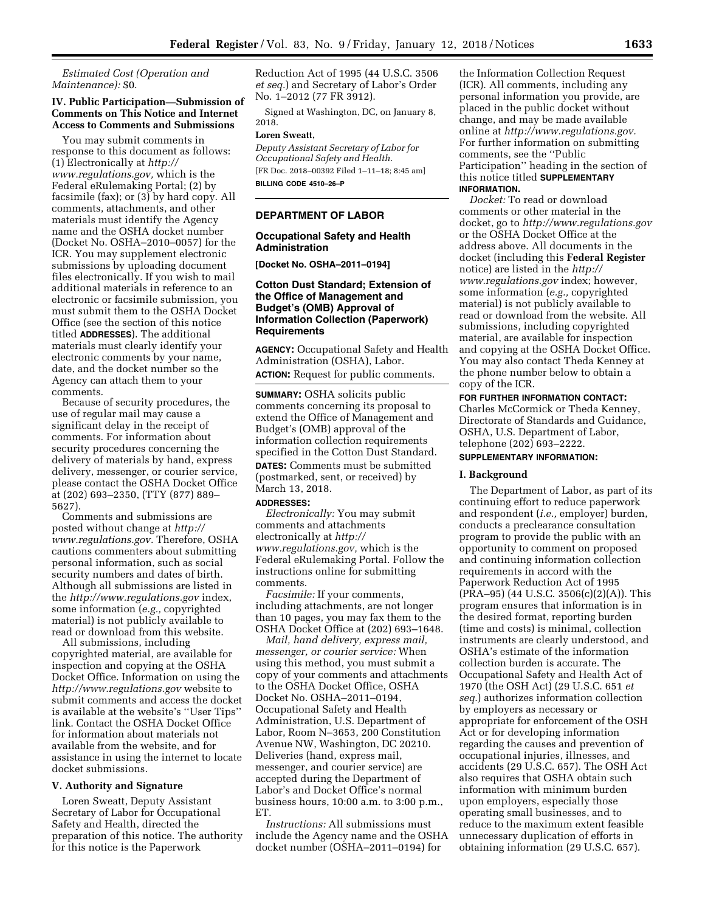*Estimated Cost (Operation and Maintenance):* $0.

## IV. Public Participation—Submission of Comments on This Notice and Internet Access to Comments and Submissions

You may submit comments in response to this document as follows: (1) Electronically at *http://www.regulations.gov,* which is the Federal eRulemaking Portal; (2) by facsimile (fax); or (3) by hard copy. All comments, attachments, and other materials must identify the Agency name and the OSHA docket number (Docket No. OSHA–2010–0057) for the ICR. You may supplement electronic submissions by uploading document files electronically. If you wish to mail additional materials in reference to an electronic or facsimile submission, you must submit them to the OSHA Docket Office (see the section of this notice titled **ADDRESSES**). The additional materials must clearly identify your electronic comments by your name, date, and the docket number so the Agency can attach them to your comments.

Because of security procedures, the use of regular mail may cause a significant delay in the receipt of comments. For information about security procedures concerning the delivery of materials by hand, express delivery, messenger, or courier service, please contact the OSHA Docket Office at (202) 693–2350, (TTY (877) 889–5627).

Comments and submissions are posted without change at *http://www.regulations.gov.* Therefore, OSHA cautions commenters about submitting personal information, such as social security numbers and dates of birth. Although all submissions are listed in the *http://www.regulations.gov* index, some information (*e.g.,* copyrighted material) is not publicly available to read or download from this website.

All submissions, including copyrighted material, are available for inspection and copying at the OSHA Docket Office. Information on using the *http://www.regulations.gov* website to submit comments and access the docket is available at the website's ''User Tips'' link. Contact the OSHA Docket Office for information about materials not available from the website, and for assistance in using the internet to locate docket submissions.

## V. Authority and Signature

Loren Sweatt, Deputy Assistant Secretary of Labor for Occupational Safety and Health, directed the preparation of this notice. The authority for this notice is the Paperwork Reduction Act of 1995 (44 U.S.C. 3506 *et seq.*) and Secretary of Labor's Order No. 1–2012 (77 FR 3912).

Signed at Washington, DC, on January 8, 2018.

**Loren Sweatt,**

*Deputy Assistant Secretary of Labor for Occupational Safety and Health.*

[FR Doc. 2018–00392 Filed 1–11–18; 8:45 am]

**BILLING CODE 4510–26–P**

---

# DEPARTMENT OF LABOR

## Occupational Safety and Health Administration

**[Docket No. OSHA–2011–0194]**

## Cotton Dust Standard; Extension of the Office of Management and Budget's (OMB) Approval of Information Collection (Paperwork) Requirements

**AGENCY:** Occupational Safety and Health Administration (OSHA), Labor.

**ACTION:** Request for public comments.

**SUMMARY:** OSHA solicits public comments concerning its proposal to extend the Office of Management and Budget's (OMB) approval of the information collection requirements specified in the Cotton Dust Standard.

**DATES:** Comments must be submitted (postmarked, sent, or received) by March 13, 2018.

**ADDRESSES:**

*Electronically:* You may submit comments and attachments electronically at *http://www.regulations.gov,* which is the Federal eRulemaking Portal. Follow the instructions online for submitting comments.

*Facsimile:* If your comments, including attachments, are not longer than 10 pages, you may fax them to the OSHA Docket Office at (202) 693–1648.

*Mail, hand delivery, express mail, messenger, or courier service:* When using this method, you must submit a copy of your comments and attachments to the OSHA Docket Office, OSHA Docket No. OSHA–2011–0194, Occupational Safety and Health Administration, U.S. Department of Labor, Room N–3653, 200 Constitution Avenue NW, Washington, DC 20210. Deliveries (hand, express mail, messenger, and courier service) are accepted during the Department of Labor's and Docket Office's normal business hours, 10:00 a.m. to 3:00 p.m., ET.

*Instructions:* All submissions must include the Agency name and the OSHA docket number (OSHA–2011–0194) for the Information Collection Request (ICR). All comments, including any personal information you provide, are placed in the public docket without change, and may be made available online at *http://www.regulations.gov.* For further information on submitting comments, see the ''Public Participation'' heading in the section of this notice titled **SUPPLEMENTARY INFORMATION.**

*Docket:* To read or download comments or other material in the docket, go to *http://www.regulations.gov* or the OSHA Docket Office at the address above. All documents in the docket (including this **Federal Register** notice) are listed in the *http://www.regulations.gov* index; however, some information (*e.g.,* copyrighted material) is not publicly available to read or download from the website. All submissions, including copyrighted material, are available for inspection and copying at the OSHA Docket Office. You may also contact Theda Kenney at the phone number below to obtain a copy of the ICR.

**FOR FURTHER INFORMATION CONTACT:** Charles McCormick or Theda Kenney, Directorate of Standards and Guidance, OSHA, U.S. Department of Labor, telephone (202) 693–2222.

**SUPPLEMENTARY INFORMATION:**

## I. Background

The Department of Labor, as part of its continuing effort to reduce paperwork and respondent (*i.e.,* employer) burden, conducts a preclearance consultation program to provide the public with an opportunity to comment on proposed and continuing information collection requirements in accord with the Paperwork Reduction Act of 1995 (PRA–95) (44 U.S.C. 3506(c)(2)(A)). This program ensures that information is in the desired format, reporting burden (time and costs) is minimal, collection instruments are clearly understood, and OSHA's estimate of the information collection burden is accurate. The Occupational Safety and Health Act of 1970 (the OSH Act) (29 U.S.C. 651 *et seq.*) authorizes information collection by employers as necessary or appropriate for enforcement of the OSH Act or for developing information regarding the causes and prevention of occupational injuries, illnesses, and accidents (29 U.S.C. 657). The OSH Act also requires that OSHA obtain such information with minimum burden upon employers, especially those operating small businesses, and to reduce to the maximum extent feasible unnecessary duplication of efforts in obtaining information (29 U.S.C. 657).